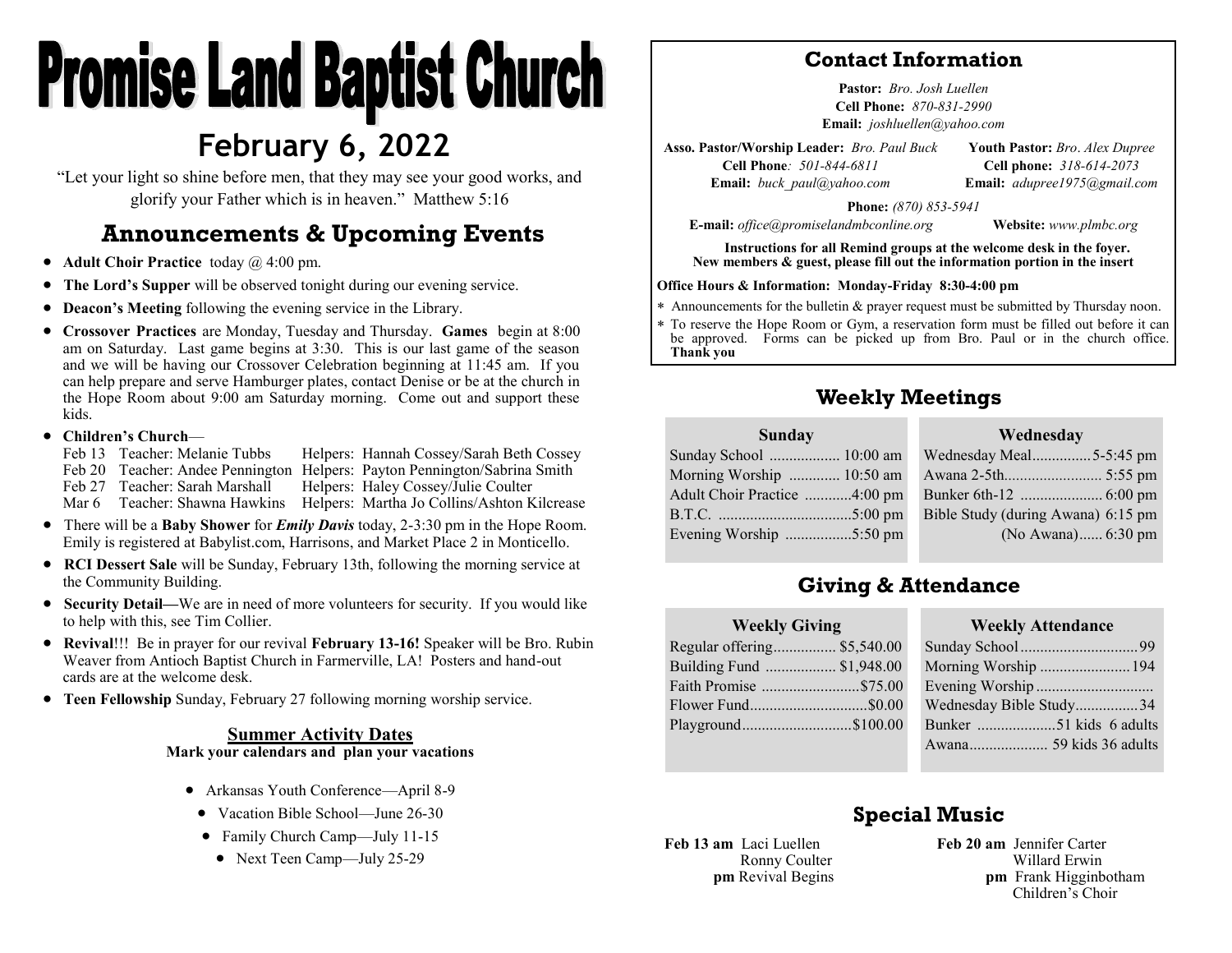# Promise Land Baptist Church

## February 6, 2022

"Let your light so shine before men, that they may see your good works, and glorify your Father which is in heaven." Matthew 5:16

## Announcements & Upcoming Events

- **Adult Choir Practice** today @ 4:00 pm.
- **The Lord's Supper** will be observed tonight during our evening service.
- **Deacon's Meeting** following the evening service in the Library.
- **Crossover Practices** are Monday, Tuesday and Thursday. **Games** begin at 8:00 am on Saturday. Last game begins at 3:30. This is our last game of the season and we will be having our Crossover Celebration beginning at 11:45 am. If you can help prepare and serve Hamburger plates, contact Denise or be at the church in the Hope Room about 9:00 am Saturday morning. Come out and support these kids.
- **Children's Church**—
  - Feb 13 Teacher: Melanie Tubbs Helpers: Hannah Cossey/Sarah Beth Cossey
  - Feb 20 Teacher: Andee Pennington Helpers: Payton Pennington/Sabrina Smith
  - Feb 27 Teacher: Sarah Marshall Helpers: Haley Cossey/Julie Coulter
  - Mar 6 Teacher: Shawna Hawkins Helpers: Martha Jo Collins/Ashton Kilcrease
- There will be a **Baby Shower** for ***Emily Davis*** today, 2-3:30 pm in the Hope Room. Emily is registered at Babylist.com, Harrisons, and Market Place 2 in Monticello.
- **RCI Dessert Sale** will be Sunday, February 13th, following the morning service at the Community Building.
- **Security Detail—**We are in need of more volunteers for security. If you would like to help with this, see Tim Collier.
- **Revival**!!! Be in prayer for our revival **February 13-16!** Speaker will be Bro. Rubin Weaver from Antioch Baptist Church in Farmerville, LA! Posters and hand-out cards are at the welcome desk.
- **Teen Fellowship** Sunday, February 27 following morning worship service.

### Summer Activity Dates

**Mark your calendars and plan your vacations**

- Arkansas Youth Conference—April 8-9
- Vacation Bible School—June 26-30
- Family Church Camp—July 11-15
- Next Teen Camp—July 25-29

## Contact Information

**Pastor:** *Bro. Josh Luellen*
**Cell Phone:** *870-831-2990*
**Email:** *joshluellen@yahoo.com*

**Asso. Pastor/Worship Leader:** *Bro. Paul Buck*
**Cell Phone**: *501-844-6811*
**Email:** *buck_paul@yahoo.com*

**Youth Pastor:** *Bro. Alex Dupree*
**Cell phone:** *318-614-2073*
**Email:** *adupree1975@gmail.com*

**Phone:** *(870) 853-5941*
**E-mail:** *office@promiselandmbconline.org* **Website:** *www.plmbc.org*

**Instructions for all Remind groups at the welcome desk in the foyer. New members & guest, please fill out the information portion in the insert**

**Office Hours & Information: Monday-Friday 8:30-4:00 pm**

- Announcements for the bulletin & prayer request must be submitted by Thursday noon.
- To reserve the Hope Room or Gym, a reservation form must be filled out before it can be approved. Forms can be picked up from Bro. Paul or in the church office. **Thank you**

## Weekly Meetings

| Sunday | |
|---|---|
| Sunday School | 10:00 am |
| Morning Worship | 10:50 am |
| Adult Choir Practice | 4:00 pm |
| B.T.C. | 5:00 pm |
| Evening Worship | 5:50 pm |

| Wednesday | |
|---|---|
| Wednesday Meal | 5-5:45 pm |
| Awana 2-5th | 5:55 pm |
| Bunker 6th-12 | 6:00 pm |
| Bible Study (during Awana) | 6:15 pm |
| (No Awana) | 6:30 pm |

## Giving & Attendance

| Weekly Giving | |
|---|---|
| Regular offering | $5,540.00 |
| Building Fund | $1,948.00 |
| Faith Promise | $75.00 |
| Flower Fund | $0.00 |
| Playground | $100.00 |

| Weekly Attendance | |
|---|---|
| Sunday School | 99 |
| Morning Worship | 194 |
| Evening Worship | |
| Wednesday Bible Study | 34 |
| Bunker | 51 kids 6 adults |
| Awana | 59 kids 36 adults |

## Special Music

**Feb 13 am** Laci Luellen
Ronny Coulter
**pm** Revival Begins

**Feb 20 am** Jennifer Carter
Willard Erwin
**pm** Frank Higginbotham
Children's Choir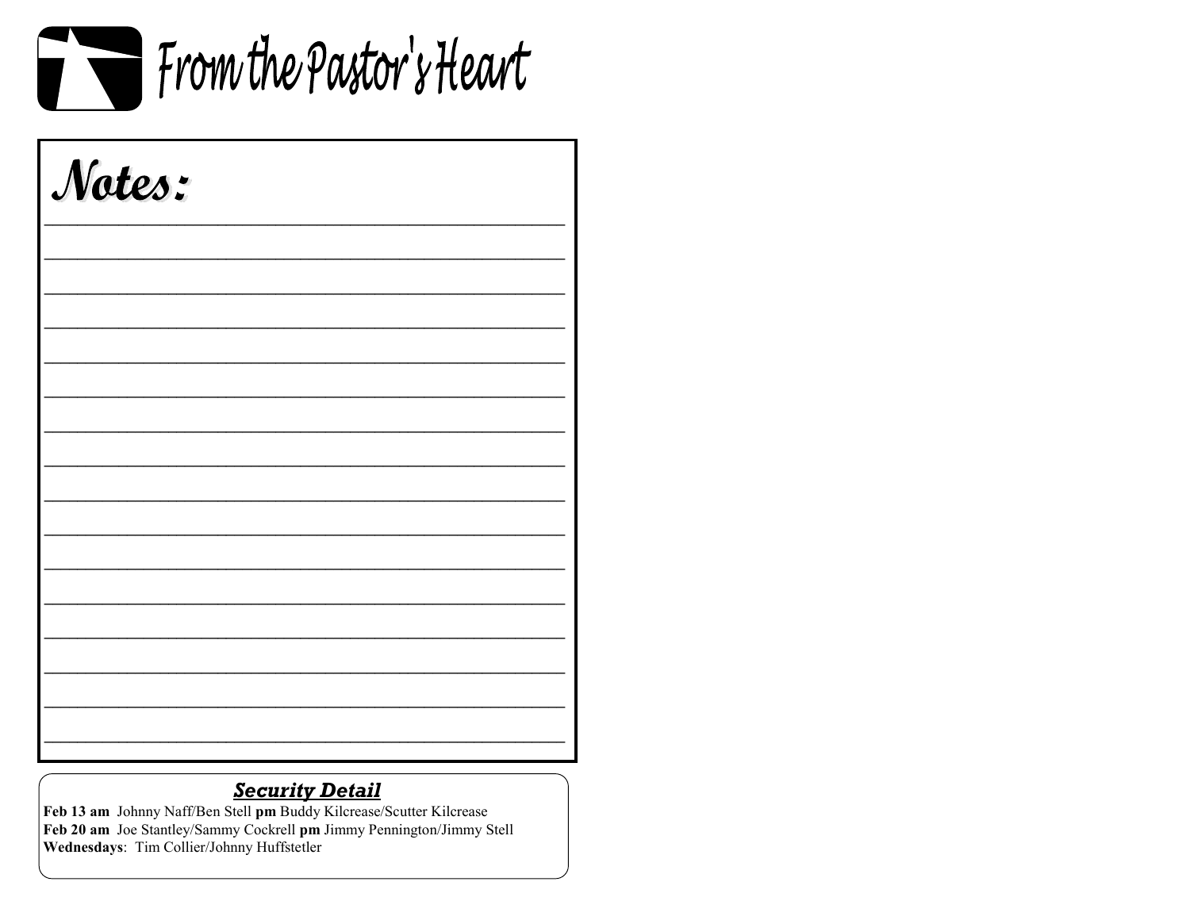# From the Pastor's Heart

## Notes:

______________________________________________________

______________________________________________________

______________________________________________________

______________________________________________________

______________________________________________________

______________________________________________________

______________________________________________________

______________________________________________________

______________________________________________________

______________________________________________________

______________________________________________________

______________________________________________________

______________________________________________________

______________________________________________________

______________________________________________________

______________________________________________________

### ***Security Detail***

**Feb 13 am** Johnny Naff/Ben Stell **pm** Buddy Kilcrease/Scutter Kilcrease
**Feb 20 am** Joe Stantley/Sammy Cockrell **pm** Jimmy Pennington/Jimmy Stell
**Wednesdays**: Tim Collier/Johnny Huffstetler